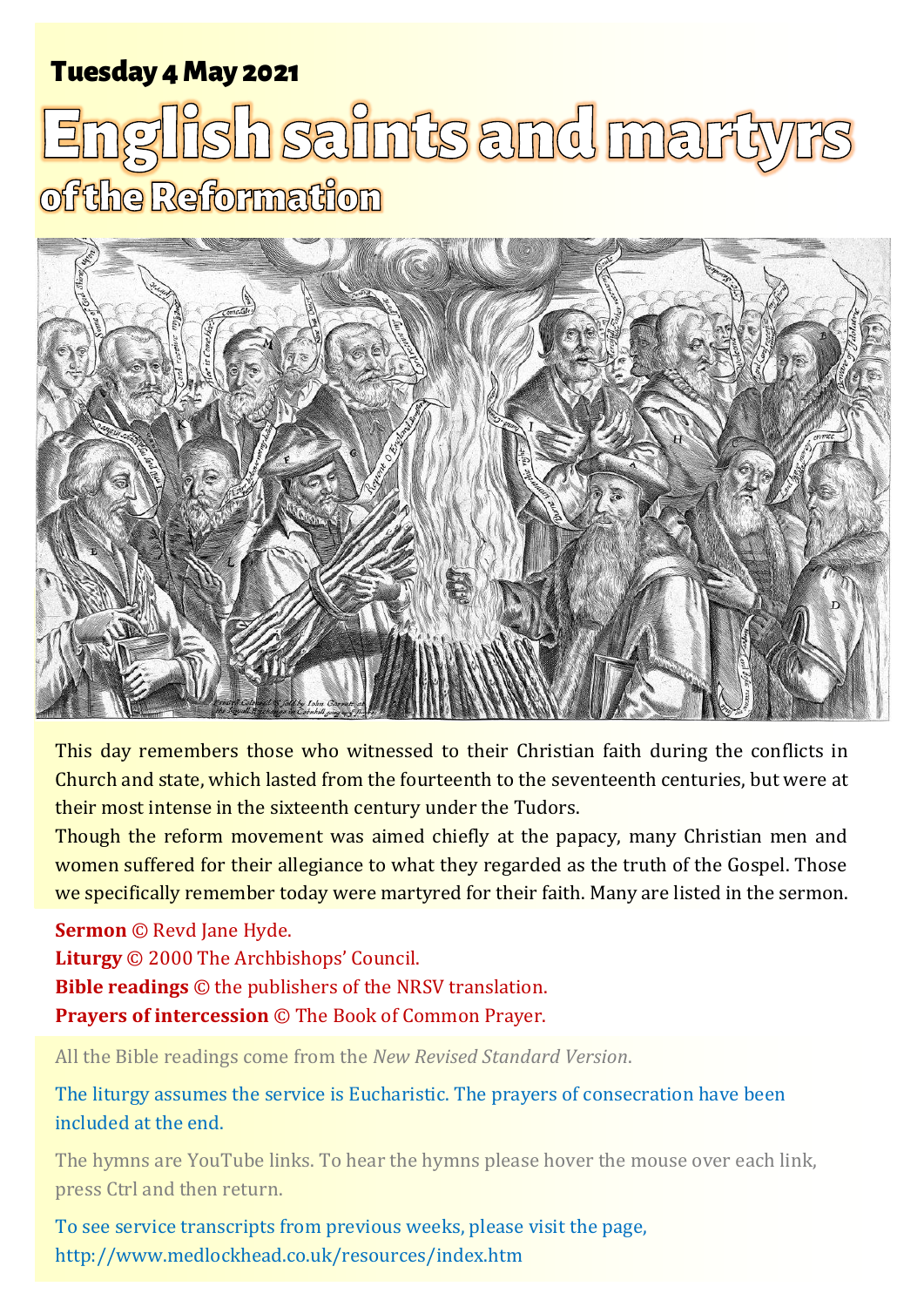**Tuesday 4 May 2021**

# English saints and martyrs

## of the Reformation

This day remembers those who witnessed to their Christian faith during the conflicts in Church and state, which lasted from the fourteenth to the seventeenth centuries, but were at their most intense in the sixteenth century under the Tudors.

Though the reform movement was aimed chiefly at the papacy, many Christian men and women suffered for their allegiance to what they regarded as the truth of the Gospel. Those we specifically remember today were martyred for their faith. Many are listed in the sermon.

**Sermon** © Revd Jane Hyde.
**Liturgy** © 2000 The Archbishops' Council.
**Bible readings** © the publishers of the NRSV translation.
**Prayers of intercession** © The Book of Common Prayer.

All the Bible readings come from the *New Revised Standard Version*.

The liturgy assumes the service is Eucharistic. The prayers of consecration have been included at the end.

The hymns are YouTube links. To hear the hymns please hover the mouse over each link, press Ctrl and then return.

To see service transcripts from previous weeks, please visit the page, http://www.medlockhead.co.uk/resources/index.htm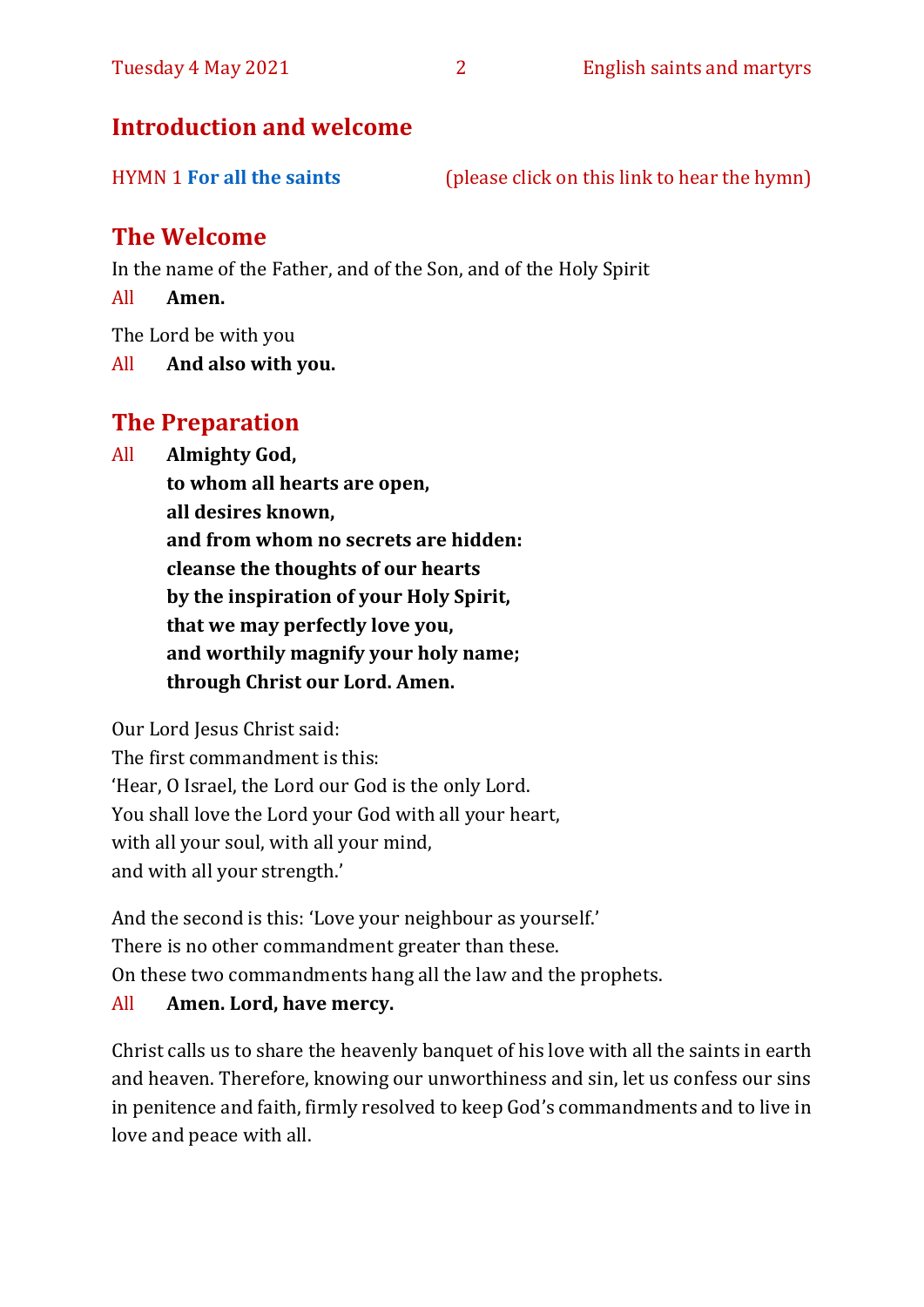## Introduction and welcome

HYMN 1 **For all the saints** (please click on this link to hear the hymn)

## The Welcome

In the name of the Father, and of the Son, and of the Holy Spirit

All **Amen.**

The Lord be with you

All **And also with you.**

## The Preparation

All **Almighty God,**
**to whom all hearts are open,**
**all desires known,**
**and from whom no secrets are hidden:**
**cleanse the thoughts of our hearts**
**by the inspiration of your Holy Spirit,**
**that we may perfectly love you,**
**and worthily magnify your holy name;**
**through Christ our Lord. Amen.**

Our Lord Jesus Christ said:
The first commandment is this:
'Hear, O Israel, the Lord our God is the only Lord.
You shall love the Lord your God with all your heart,
with all your soul, with all your mind,
and with all your strength.'

And the second is this: 'Love your neighbour as yourself.'
There is no other commandment greater than these.
On these two commandments hang all the law and the prophets.

All **Amen. Lord, have mercy.**

Christ calls us to share the heavenly banquet of his love with all the saints in earth and heaven. Therefore, knowing our unworthiness and sin, let us confess our sins in penitence and faith, firmly resolved to keep God's commandments and to live in love and peace with all.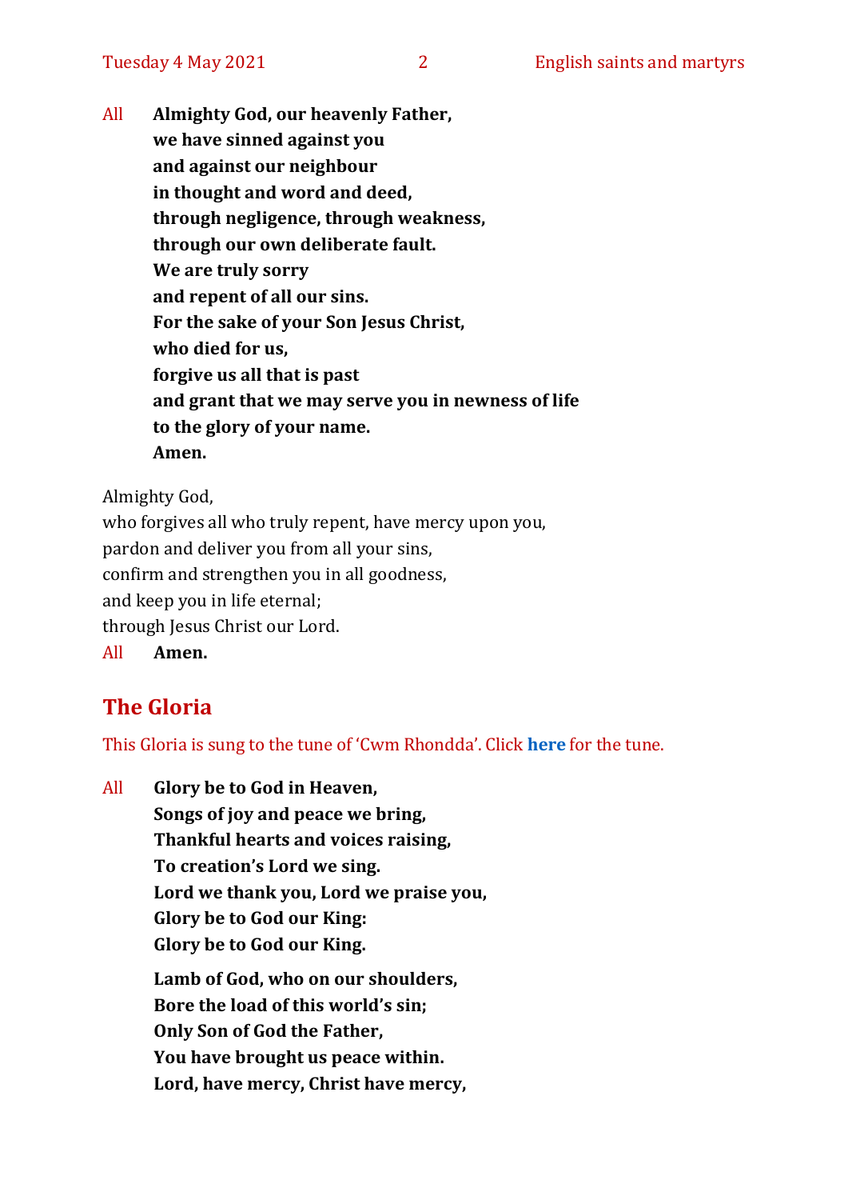All **Almighty God, our heavenly Father,**
**we have sinned against you**
**and against our neighbour**
**in thought and word and deed,**
**through negligence, through weakness,**
**through our own deliberate fault.**
**We are truly sorry**
**and repent of all our sins.**
**For the sake of your Son Jesus Christ,**
**who died for us,**
**forgive us all that is past**
**and grant that we may serve you in newness of life**
**to the glory of your name.**
**Amen.**

Almighty God,
who forgives all who truly repent, have mercy upon you,
pardon and deliver you from all your sins,
confirm and strengthen you in all goodness,
and keep you in life eternal;
through Jesus Christ our Lord.

All **Amen.**

## The Gloria

This Gloria is sung to the tune of 'Cwm Rhondda'. Click **here** for the tune.

All **Glory be to God in Heaven,**
**Songs of joy and peace we bring,**
**Thankful hearts and voices raising,**
**To creation's Lord we sing.**
**Lord we thank you, Lord we praise you,**
**Glory be to God our King:**
**Glory be to God our King.**

**Lamb of God, who on our shoulders,**
**Bore the load of this world's sin;**
**Only Son of God the Father,**
**You have brought us peace within.**
**Lord, have mercy, Christ have mercy,**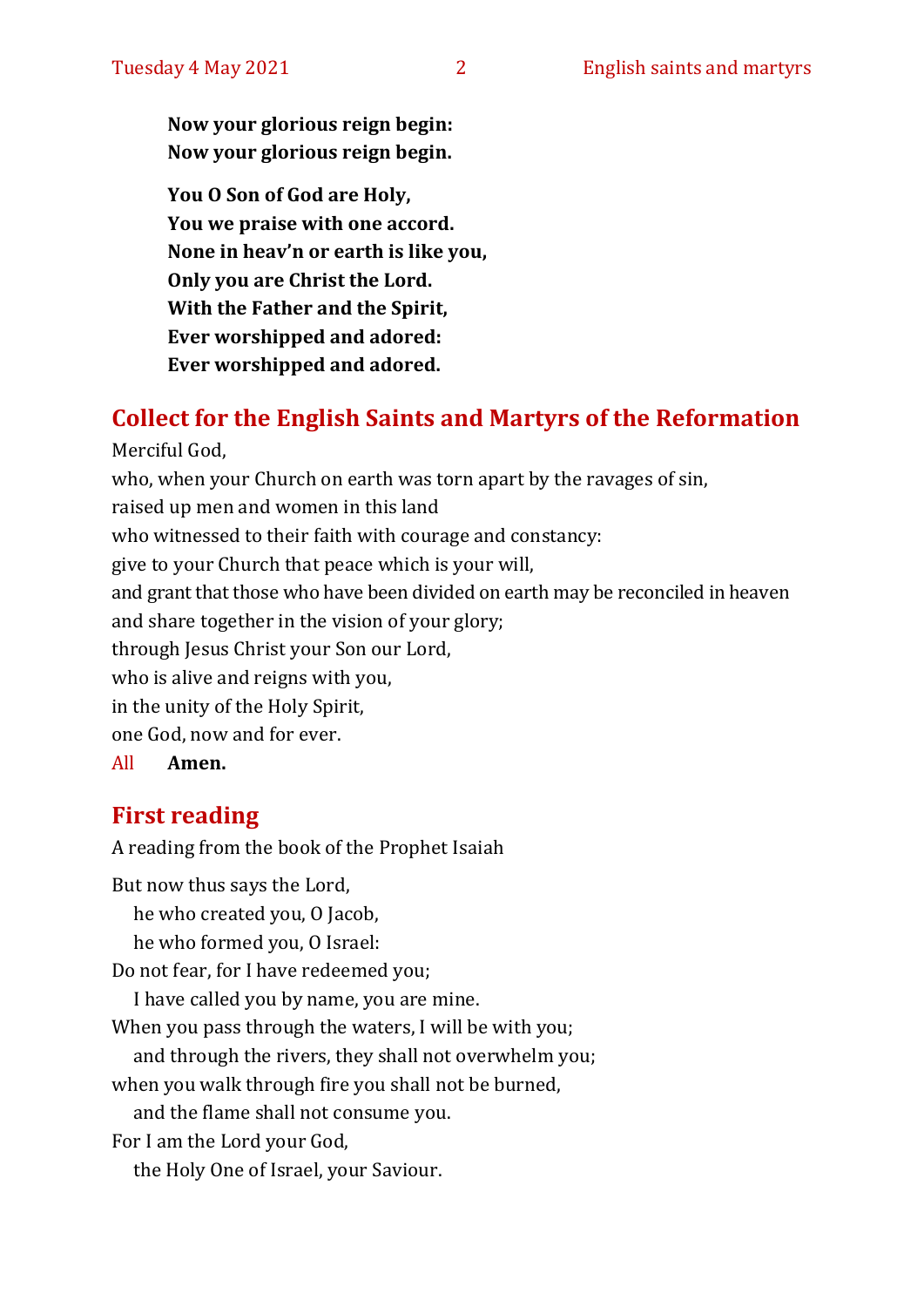**Now your glorious reign begin:**
**Now your glorious reign begin.**

**You O Son of God are Holy,**
**You we praise with one accord.**
**None in heav'n or earth is like you,**
**Only you are Christ the Lord.**
**With the Father and the Spirit,**
**Ever worshipped and adored:**
**Ever worshipped and adored.**

## Collect for the English Saints and Martyrs of the Reformation

Merciful God,
who, when your Church on earth was torn apart by the ravages of sin,
raised up men and women in this land
who witnessed to their faith with courage and constancy:
give to your Church that peace which is your will,
and grant that those who have been divided on earth may be reconciled in heaven
and share together in the vision of your glory;
through Jesus Christ your Son our Lord,
who is alive and reigns with you,
in the unity of the Holy Spirit,
one God, now and for ever.

All **Amen.**

## First reading

A reading from the book of the Prophet Isaiah

But now thus says the Lord,
  he who created you, O Jacob,
  he who formed you, O Israel:
Do not fear, for I have redeemed you;
  I have called you by name, you are mine.
When you pass through the waters, I will be with you;
  and through the rivers, they shall not overwhelm you;
when you walk through fire you shall not be burned,
  and the flame shall not consume you.
For I am the Lord your God,
  the Holy One of Israel, your Saviour.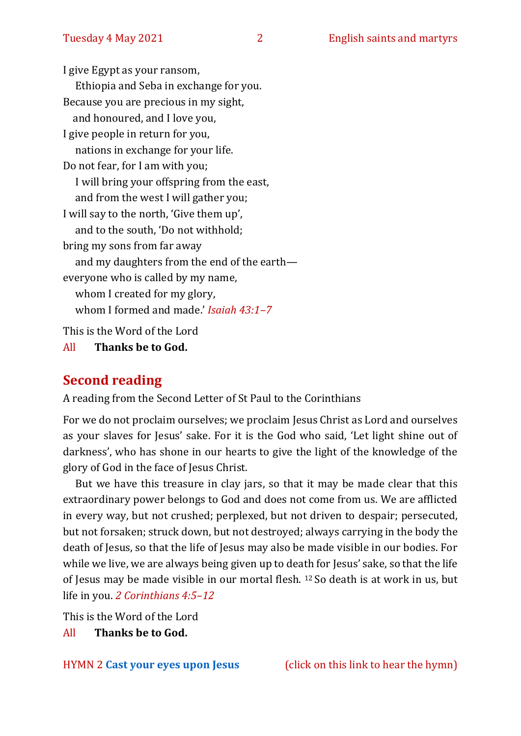I give Egypt as your ransom,
  Ethiopia and Seba in exchange for you.
Because you are precious in my sight,
  and honoured, and I love you,
I give people in return for you,
  nations in exchange for your life.
Do not fear, for I am with you;
  I will bring your offspring from the east,
  and from the west I will gather you;
I will say to the north, 'Give them up',
  and to the south, 'Do not withhold;
bring my sons from far away
  and my daughters from the end of the earth—
everyone who is called by my name,
  whom I created for my glory,
  whom I formed and made.' *Isaiah 43:1–7*

This is the Word of the Lord
All **Thanks be to God.**

## Second reading

A reading from the Second Letter of St Paul to the Corinthians

For we do not proclaim ourselves; we proclaim Jesus Christ as Lord and ourselves as your slaves for Jesus' sake. For it is the God who said, 'Let light shine out of darkness', who has shone in our hearts to give the light of the knowledge of the glory of God in the face of Jesus Christ.

But we have this treasure in clay jars, so that it may be made clear that this extraordinary power belongs to God and does not come from us. We are afflicted in every way, but not crushed; perplexed, but not driven to despair; persecuted, but not forsaken; struck down, but not destroyed; always carrying in the body the death of Jesus, so that the life of Jesus may also be made visible in our bodies. For while we live, we are always being given up to death for Jesus' sake, so that the life of Jesus may be made visible in our mortal flesh. 12 So death is at work in us, but life in you. *2 Corinthians 4:5–12*

This is the Word of the Lord
All **Thanks be to God.**

HYMN 2 **Cast your eyes upon Jesus** (click on this link to hear the hymn)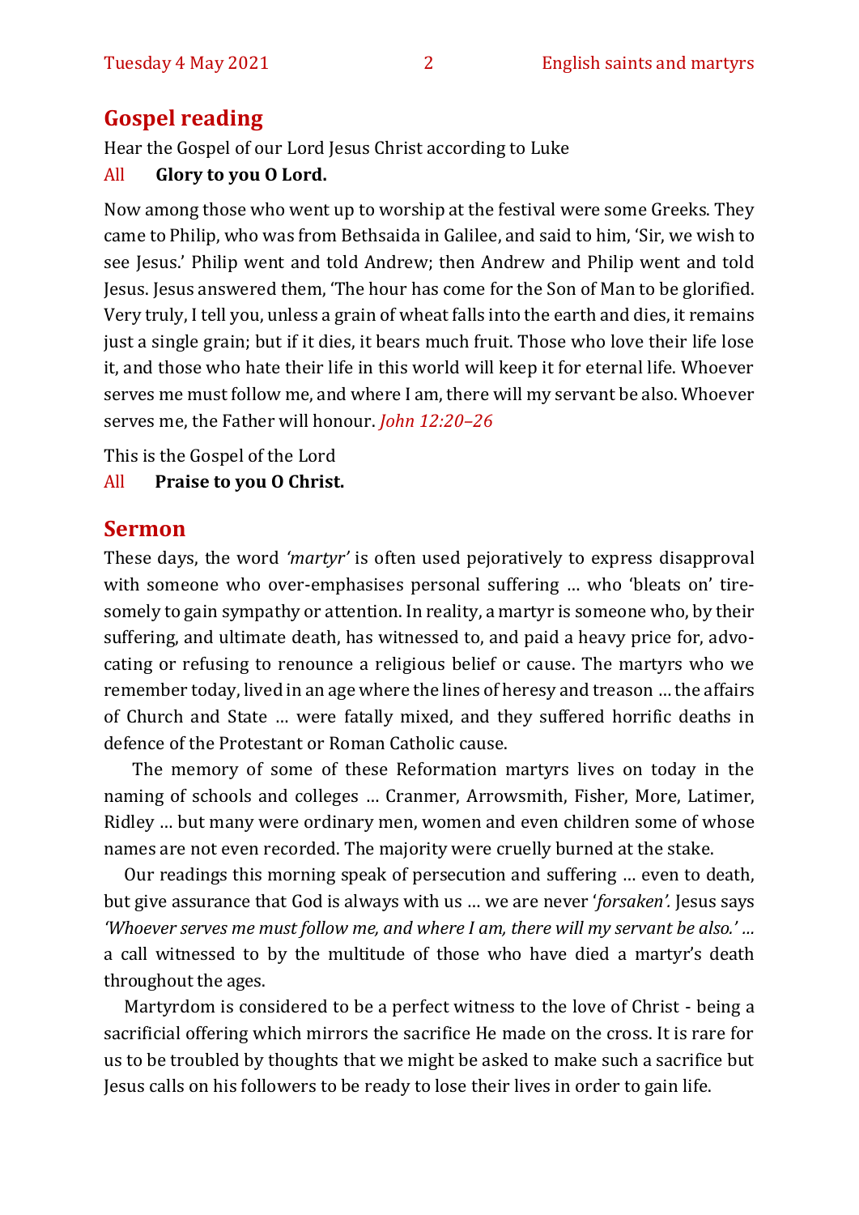## Gospel reading

Hear the Gospel of our Lord Jesus Christ according to Luke

All **Glory to you O Lord.**

Now among those who went up to worship at the festival were some Greeks. They came to Philip, who was from Bethsaida in Galilee, and said to him, 'Sir, we wish to see Jesus.' Philip went and told Andrew; then Andrew and Philip went and told Jesus. Jesus answered them, 'The hour has come for the Son of Man to be glorified. Very truly, I tell you, unless a grain of wheat falls into the earth and dies, it remains just a single grain; but if it dies, it bears much fruit. Those who love their life lose it, and those who hate their life in this world will keep it for eternal life. Whoever serves me must follow me, and where I am, there will my servant be also. Whoever serves me, the Father will honour. *John 12:20–26*

This is the Gospel of the Lord

All **Praise to you O Christ.**

## Sermon

These days, the word *'martyr'* is often used pejoratively to express disapproval with someone who over-emphasises personal suffering … who 'bleats on' tiresomely to gain sympathy or attention. In reality, a martyr is someone who, by their suffering, and ultimate death, has witnessed to, and paid a heavy price for, advocating or refusing to renounce a religious belief or cause. The martyrs who we remember today, lived in an age where the lines of heresy and treason … the affairs of Church and State … were fatally mixed, and they suffered horrific deaths in defence of the Protestant or Roman Catholic cause.

The memory of some of these Reformation martyrs lives on today in the naming of schools and colleges … Cranmer, Arrowsmith, Fisher, More, Latimer, Ridley … but many were ordinary men, women and even children some of whose names are not even recorded. The majority were cruelly burned at the stake.

Our readings this morning speak of persecution and suffering … even to death, but give assurance that God is always with us … we are never '*forsaken'.* Jesus says *'Whoever serves me must follow me, and where I am, there will my servant be also.' …* a call witnessed to by the multitude of those who have died a martyr's death throughout the ages.

Martyrdom is considered to be a perfect witness to the love of Christ - being a sacrificial offering which mirrors the sacrifice He made on the cross. It is rare for us to be troubled by thoughts that we might be asked to make such a sacrifice but Jesus calls on his followers to be ready to lose their lives in order to gain life.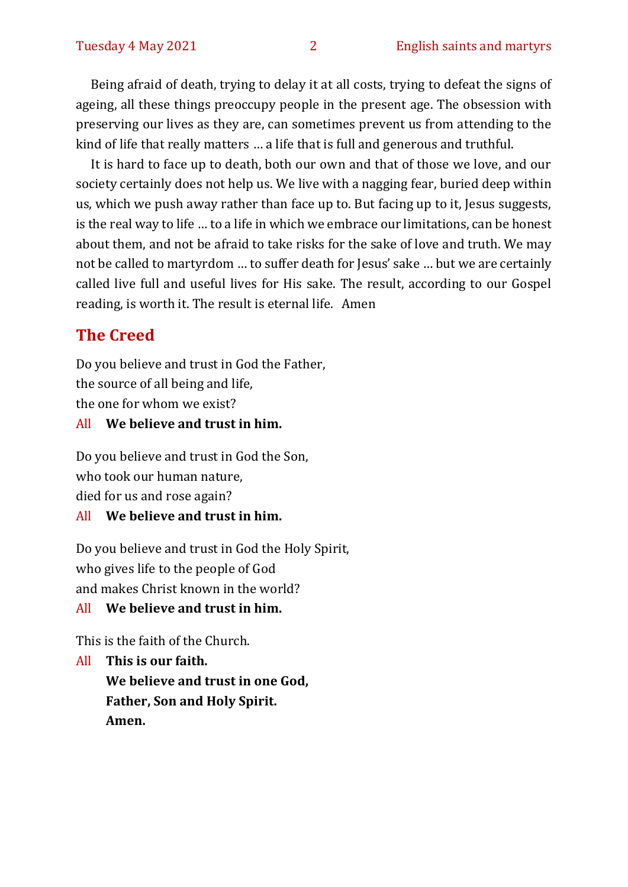Being afraid of death, trying to delay it at all costs, trying to defeat the signs of ageing, all these things preoccupy people in the present age. The obsession with preserving our lives as they are, can sometimes prevent us from attending to the kind of life that really matters … a life that is full and generous and truthful.

It is hard to face up to death, both our own and that of those we love, and our society certainly does not help us. We live with a nagging fear, buried deep within us, which we push away rather than face up to. But facing up to it, Jesus suggests, is the real way to life … to a life in which we embrace our limitations, can be honest about them, and not be afraid to take risks for the sake of love and truth. We may not be called to martyrdom … to suffer death for Jesus' sake … but we are certainly called live full and useful lives for His sake. The result, according to our Gospel reading, is worth it. The result is eternal life.   Amen

## The Creed

Do you believe and trust in God the Father,
the source of all being and life,
the one for whom we exist?

All **We believe and trust in him.**

Do you believe and trust in God the Son,
who took our human nature,
died for us and rose again?

All **We believe and trust in him.**

Do you believe and trust in God the Holy Spirit,
who gives life to the people of God
and makes Christ known in the world?

All **We believe and trust in him.**

This is the faith of the Church.

All **This is our faith.**
**We believe and trust in one God,**
**Father, Son and Holy Spirit.**
**Amen.**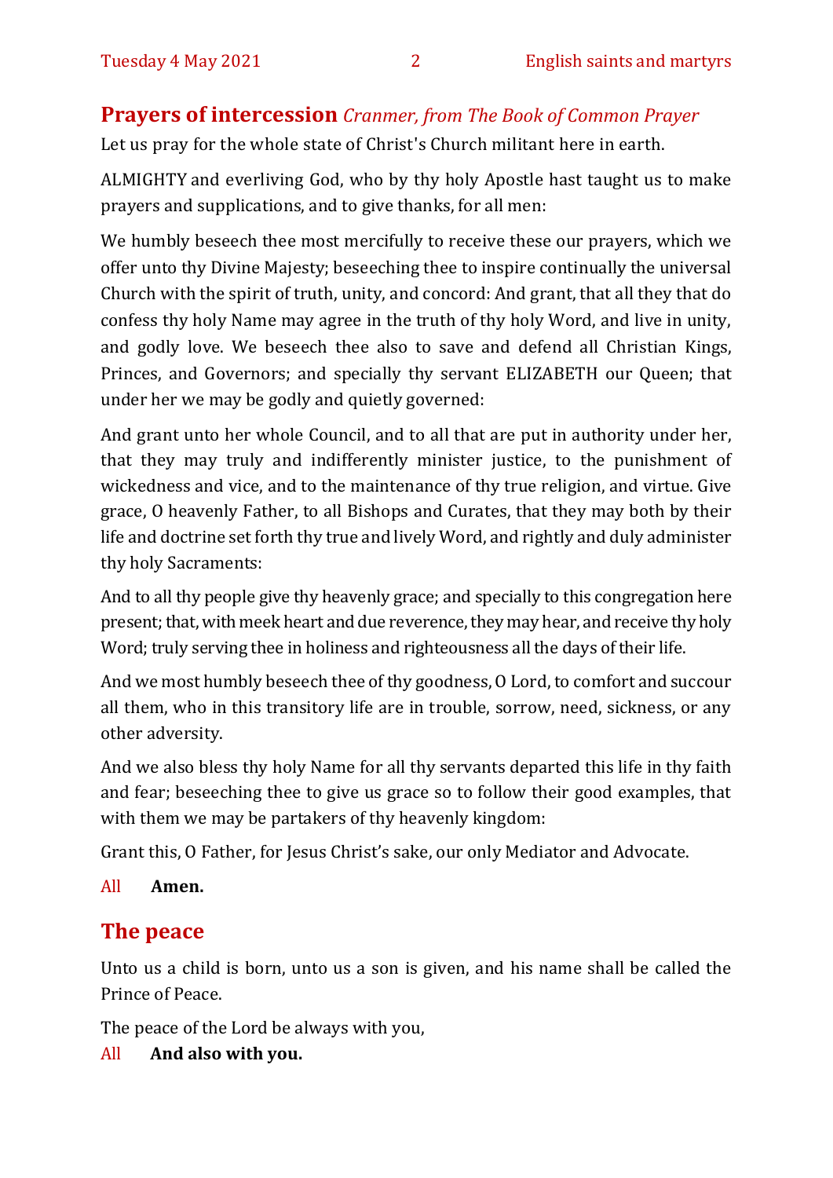## Prayers of intercession *Cranmer, from The Book of Common Prayer*

Let us pray for the whole state of Christ's Church militant here in earth.

ALMIGHTY and everliving God, who by thy holy Apostle hast taught us to make prayers and supplications, and to give thanks, for all men:

We humbly beseech thee most mercifully to receive these our prayers, which we offer unto thy Divine Majesty; beseeching thee to inspire continually the universal Church with the spirit of truth, unity, and concord: And grant, that all they that do confess thy holy Name may agree in the truth of thy holy Word, and live in unity, and godly love. We beseech thee also to save and defend all Christian Kings, Princes, and Governors; and specially thy servant ELIZABETH our Queen; that under her we may be godly and quietly governed:

And grant unto her whole Council, and to all that are put in authority under her, that they may truly and indifferently minister justice, to the punishment of wickedness and vice, and to the maintenance of thy true religion, and virtue. Give grace, O heavenly Father, to all Bishops and Curates, that they may both by their life and doctrine set forth thy true and lively Word, and rightly and duly administer thy holy Sacraments:

And to all thy people give thy heavenly grace; and specially to this congregation here present; that, with meek heart and due reverence, they may hear, and receive thy holy Word; truly serving thee in holiness and righteousness all the days of their life.

And we most humbly beseech thee of thy goodness, O Lord, to comfort and succour all them, who in this transitory life are in trouble, sorrow, need, sickness, or any other adversity.

And we also bless thy holy Name for all thy servants departed this life in thy faith and fear; beseeching thee to give us grace so to follow their good examples, that with them we may be partakers of thy heavenly kingdom:

Grant this, O Father, for Jesus Christ's sake, our only Mediator and Advocate.

All **Amen.**

## The peace

Unto us a child is born, unto us a son is given, and his name shall be called the Prince of Peace.

The peace of the Lord be always with you,

All **And also with you.**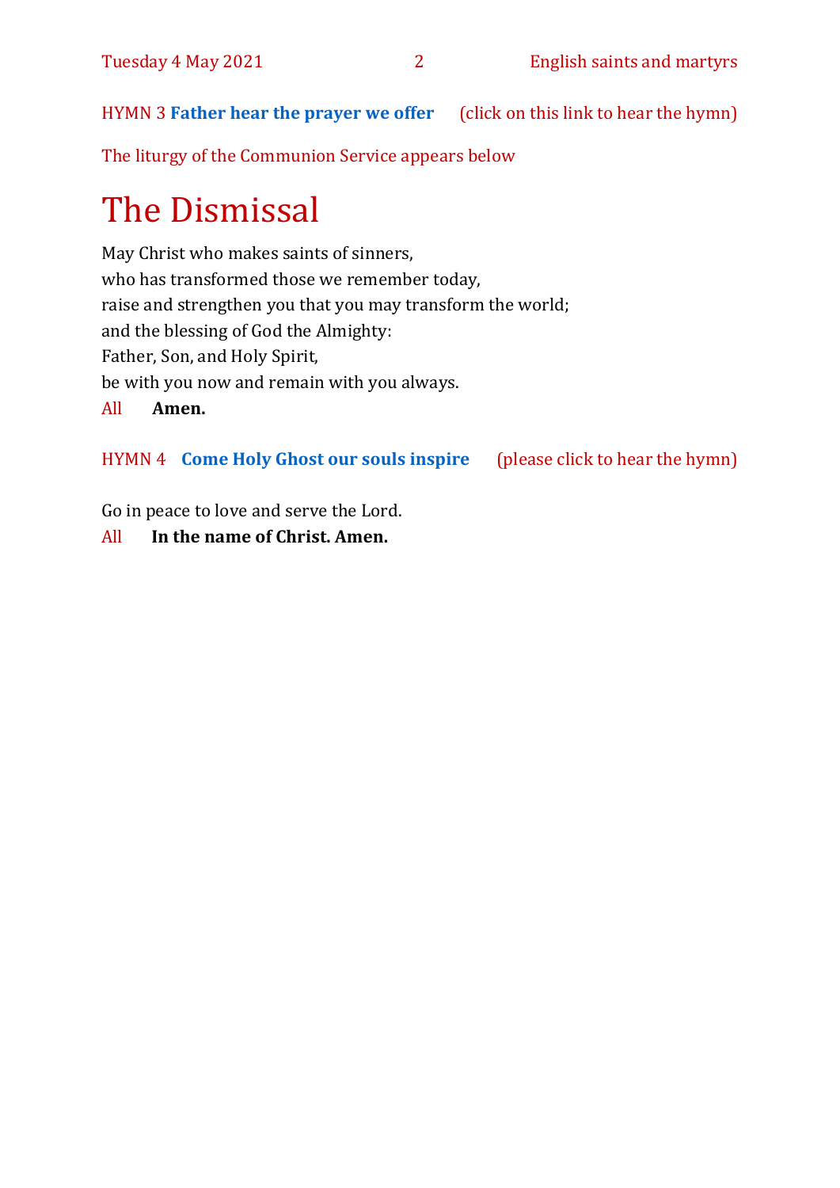HYMN 3 **Father hear the prayer we offer** (click on this link to hear the hymn)

The liturgy of the Communion Service appears below

# The Dismissal

May Christ who makes saints of sinners,  
who has transformed those we remember today,  
raise and strengthen you that you may transform the world;  
and the blessing of God the Almighty:  
Father, Son, and Holy Spirit,  
be with you now and remain with you always.

All **Amen.**

HYMN 4 **Come Holy Ghost our souls inspire** (please click to hear the hymn)

Go in peace to love and serve the Lord.

All **In the name of Christ. Amen.**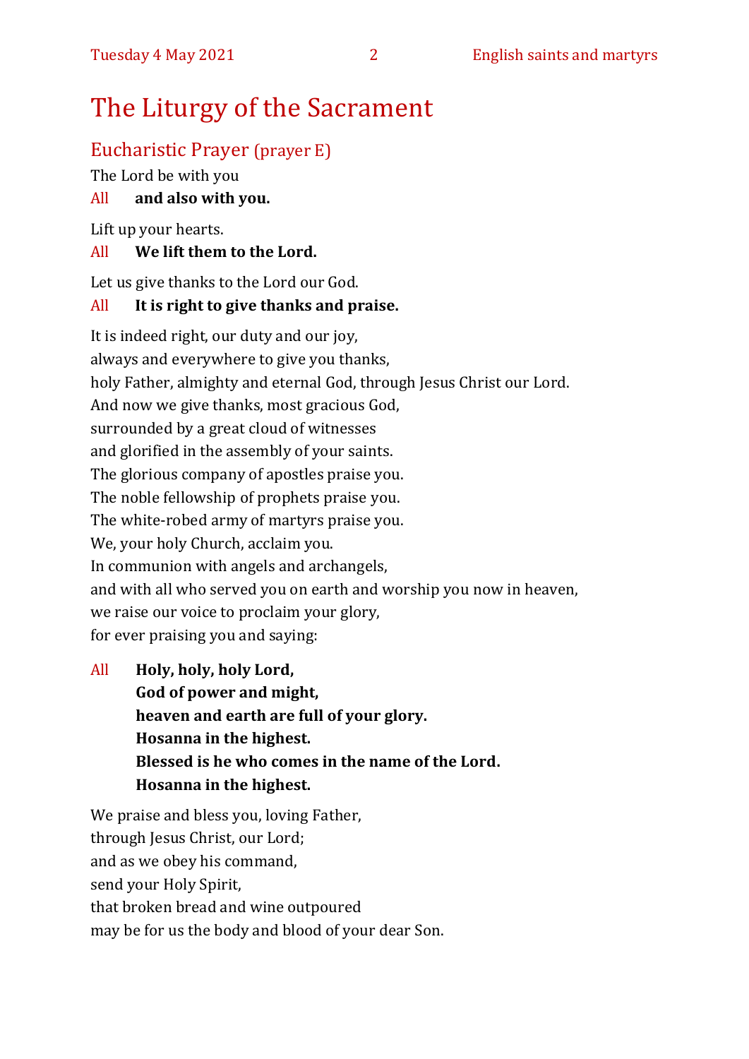# The Liturgy of the Sacrament

## Eucharistic Prayer (prayer E)

The Lord be with you

All **and also with you.**

Lift up your hearts.

All **We lift them to the Lord.**

Let us give thanks to the Lord our God.

All **It is right to give thanks and praise.**

It is indeed right, our duty and our joy,
always and everywhere to give you thanks,
holy Father, almighty and eternal God, through Jesus Christ our Lord.
And now we give thanks, most gracious God,
surrounded by a great cloud of witnesses
and glorified in the assembly of your saints.
The glorious company of apostles praise you.
The noble fellowship of prophets praise you.
The white-robed army of martyrs praise you.
We, your holy Church, acclaim you.
In communion with angels and archangels,
and with all who served you on earth and worship you now in heaven,
we raise our voice to proclaim your glory,
for ever praising you and saying:

All **Holy, holy, holy Lord,**
**God of power and might,**
**heaven and earth are full of your glory.**
**Hosanna in the highest.**
**Blessed is he who comes in the name of the Lord.**
**Hosanna in the highest.**

We praise and bless you, loving Father,
through Jesus Christ, our Lord;
and as we obey his command,
send your Holy Spirit,
that broken bread and wine outpoured
may be for us the body and blood of your dear Son.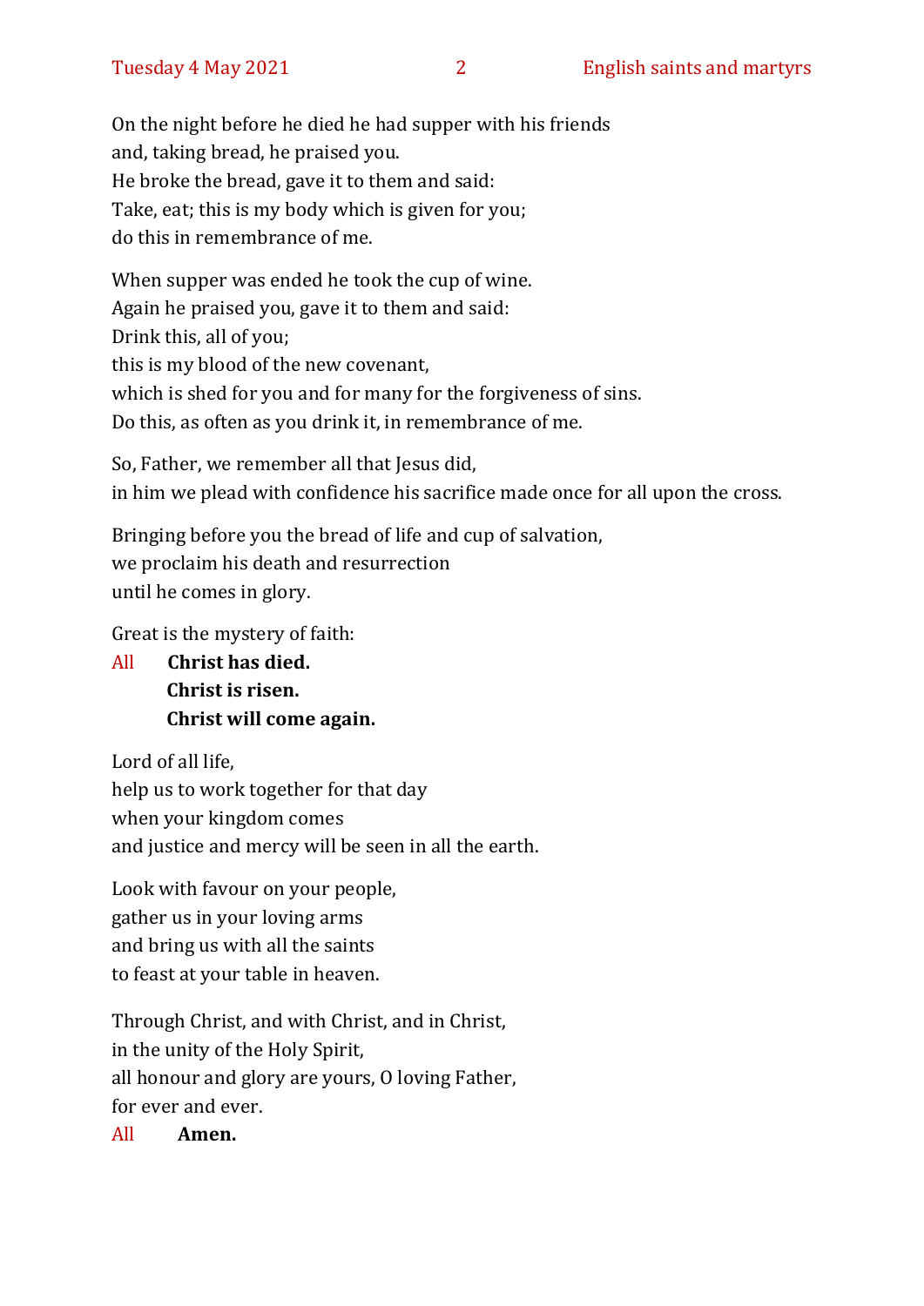On the night before he died he had supper with his friends
and, taking bread, he praised you.
He broke the bread, gave it to them and said:
Take, eat; this is my body which is given for you;
do this in remembrance of me.

When supper was ended he took the cup of wine.
Again he praised you, gave it to them and said:
Drink this, all of you;
this is my blood of the new covenant,
which is shed for you and for many for the forgiveness of sins.
Do this, as often as you drink it, in remembrance of me.

So, Father, we remember all that Jesus did,
in him we plead with confidence his sacrifice made once for all upon the cross.

Bringing before you the bread of life and cup of salvation,
we proclaim his death and resurrection
until he comes in glory.

Great is the mystery of faith:

All **Christ has died.**
**Christ is risen.**
**Christ will come again.**

Lord of all life,
help us to work together for that day
when your kingdom comes
and justice and mercy will be seen in all the earth.

Look with favour on your people,
gather us in your loving arms
and bring us with all the saints
to feast at your table in heaven.

Through Christ, and with Christ, and in Christ,
in the unity of the Holy Spirit,
all honour and glory are yours, O loving Father,
for ever and ever.

All **Amen.**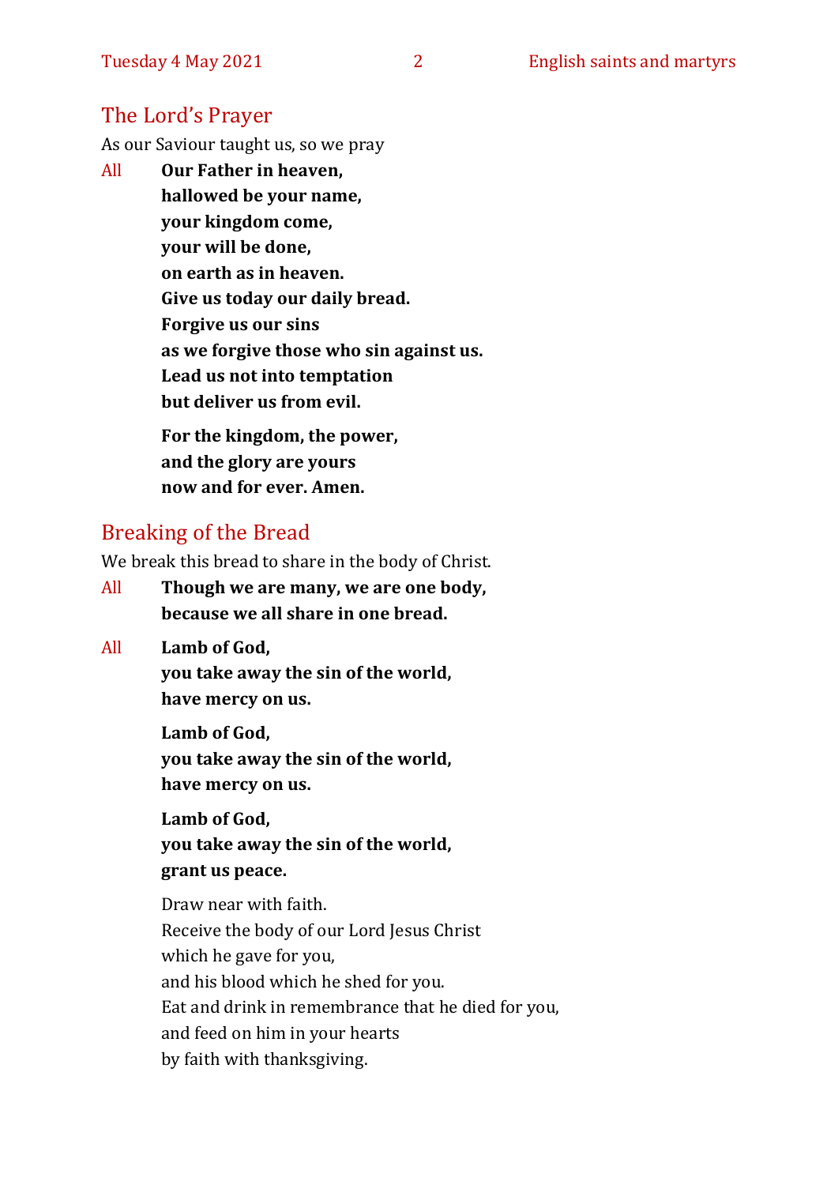## The Lord's Prayer

As our Saviour taught us, so we pray

All **Our Father in heaven,**
**hallowed be your name,**
**your kingdom come,**
**your will be done,**
**on earth as in heaven.**
**Give us today our daily bread.**
**Forgive us our sins**
**as we forgive those who sin against us.**
**Lead us not into temptation**
**but deliver us from evil.**

**For the kingdom, the power,**
**and the glory are yours**
**now and for ever. Amen.**

## Breaking of the Bread

We break this bread to share in the body of Christ.

All **Though we are many, we are one body,**
**because we all share in one bread.**

All **Lamb of God,**
**you take away the sin of the world,**
**have mercy on us.**

**Lamb of God,**
**you take away the sin of the world,**
**have mercy on us.**

**Lamb of God,**
**you take away the sin of the world,**
**grant us peace.**

Draw near with faith.
Receive the body of our Lord Jesus Christ
which he gave for you,
and his blood which he shed for you.
Eat and drink in remembrance that he died for you,
and feed on him in your hearts
by faith with thanksgiving.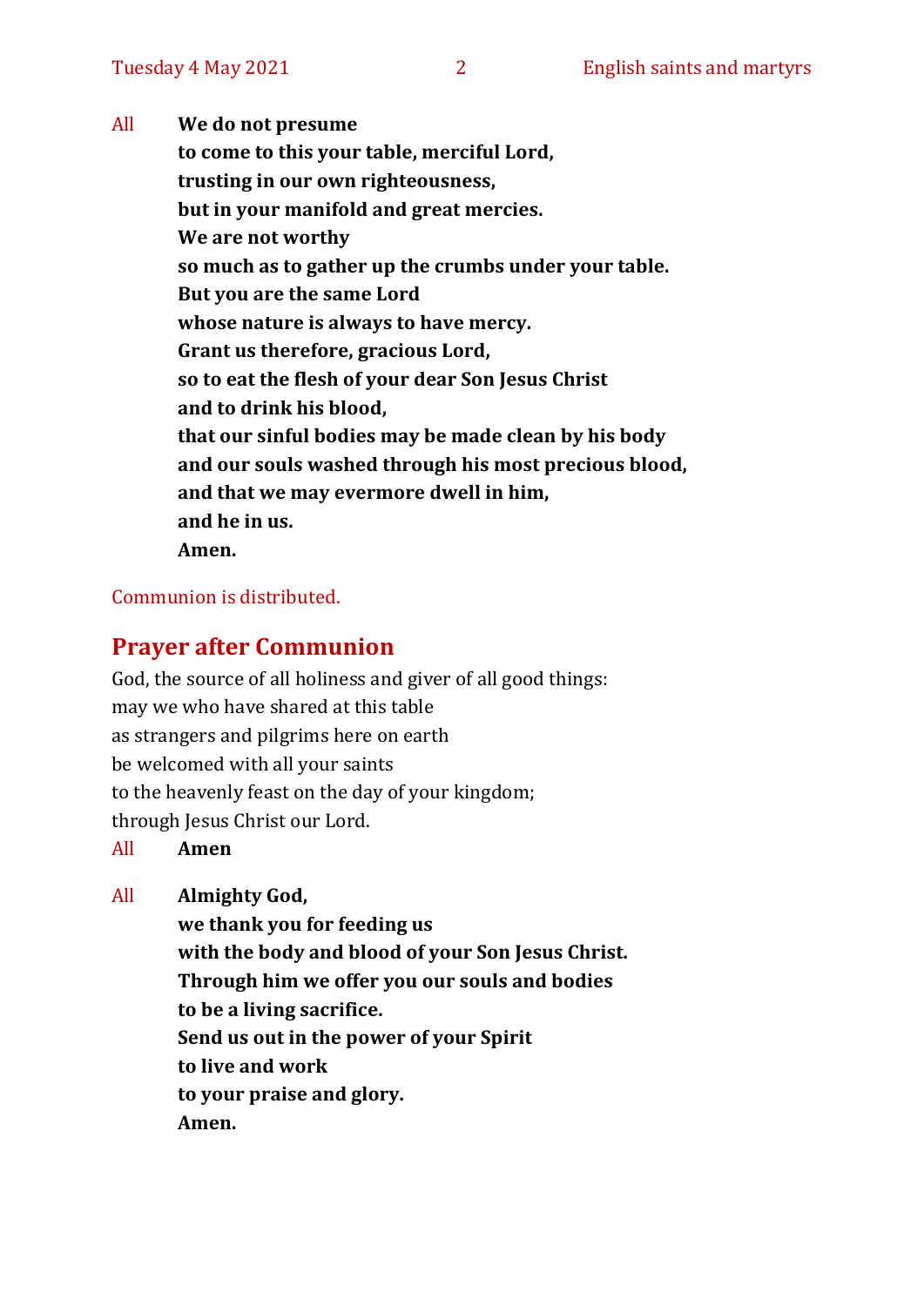All **We do not presume**
**to come to this your table, merciful Lord,**
**trusting in our own righteousness,**
**but in your manifold and great mercies.**
**We are not worthy**
**so much as to gather up the crumbs under your table.**
**But you are the same Lord**
**whose nature is always to have mercy.**
**Grant us therefore, gracious Lord,**
**so to eat the flesh of your dear Son Jesus Christ**
**and to drink his blood,**
**that our sinful bodies may be made clean by his body**
**and our souls washed through his most precious blood,**
**and that we may evermore dwell in him,**
**and he in us.**
**Amen.**

Communion is distributed.

## Prayer after Communion

God, the source of all holiness and giver of all good things:
may we who have shared at this table
as strangers and pilgrims here on earth
be welcomed with all your saints
to the heavenly feast on the day of your kingdom;
through Jesus Christ our Lord.

All **Amen**

All **Almighty God,**
**we thank you for feeding us**
**with the body and blood of your Son Jesus Christ.**
**Through him we offer you our souls and bodies**
**to be a living sacrifice.**
**Send us out in the power of your Spirit**
**to live and work**
**to your praise and glory.**
**Amen.**